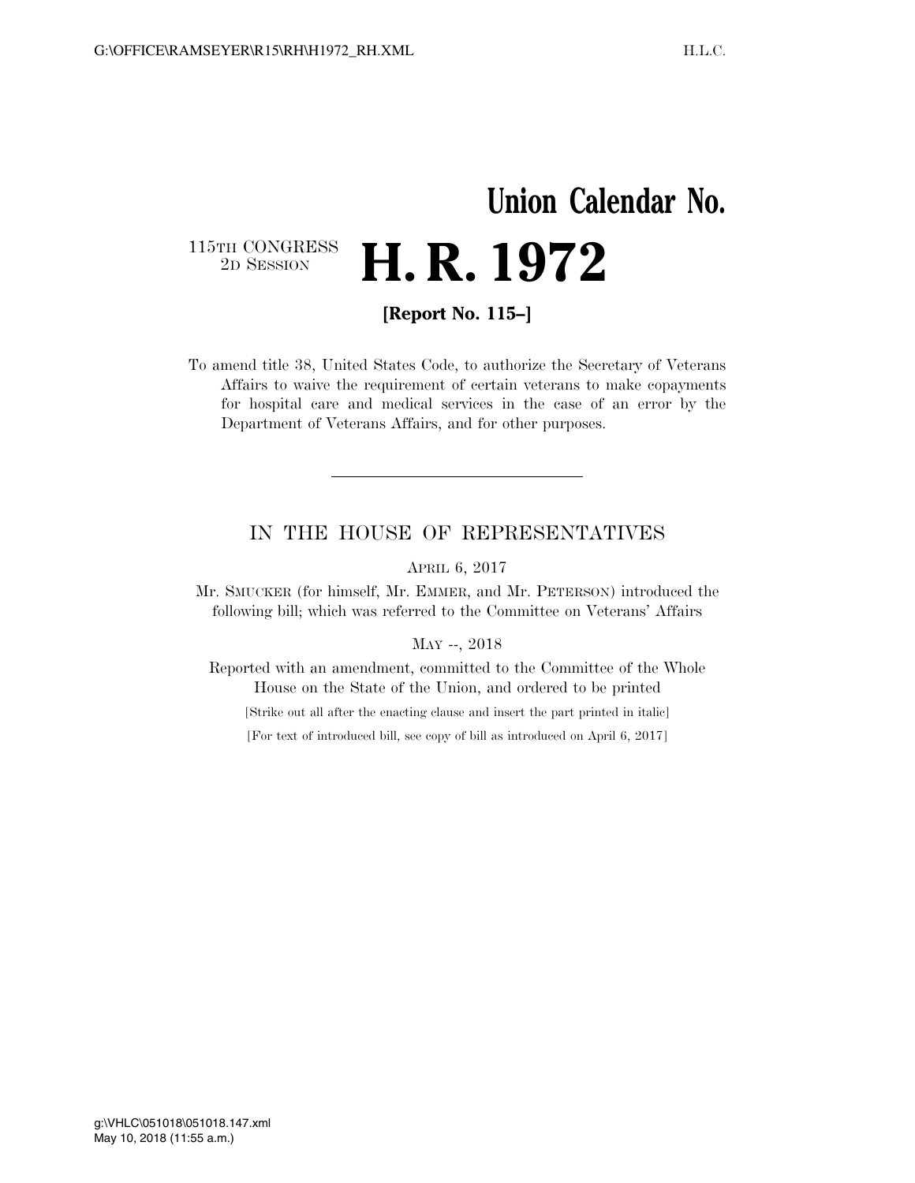# Union Calendar No.

115TH CONGRESS
2D SESSION

# H. R. 1972

**[Report No. 115–]**

To amend title 38, United States Code, to authorize the Secretary of Veterans Affairs to waive the requirement of certain veterans to make copayments for hospital care and medical services in the case of an error by the Department of Veterans Affairs, and for other purposes.

---

## IN THE HOUSE OF REPRESENTATIVES

APRIL 6, 2017

Mr. SMUCKER (for himself, Mr. EMMER, and Mr. PETERSON) introduced the following bill; which was referred to the Committee on Veterans' Affairs

MAY --, 2018

Reported with an amendment, committed to the Committee of the Whole House on the State of the Union, and ordered to be printed

[Strike out all after the enacting clause and insert the part printed in italic]

[For text of introduced bill, see copy of bill as introduced on April 6, 2017]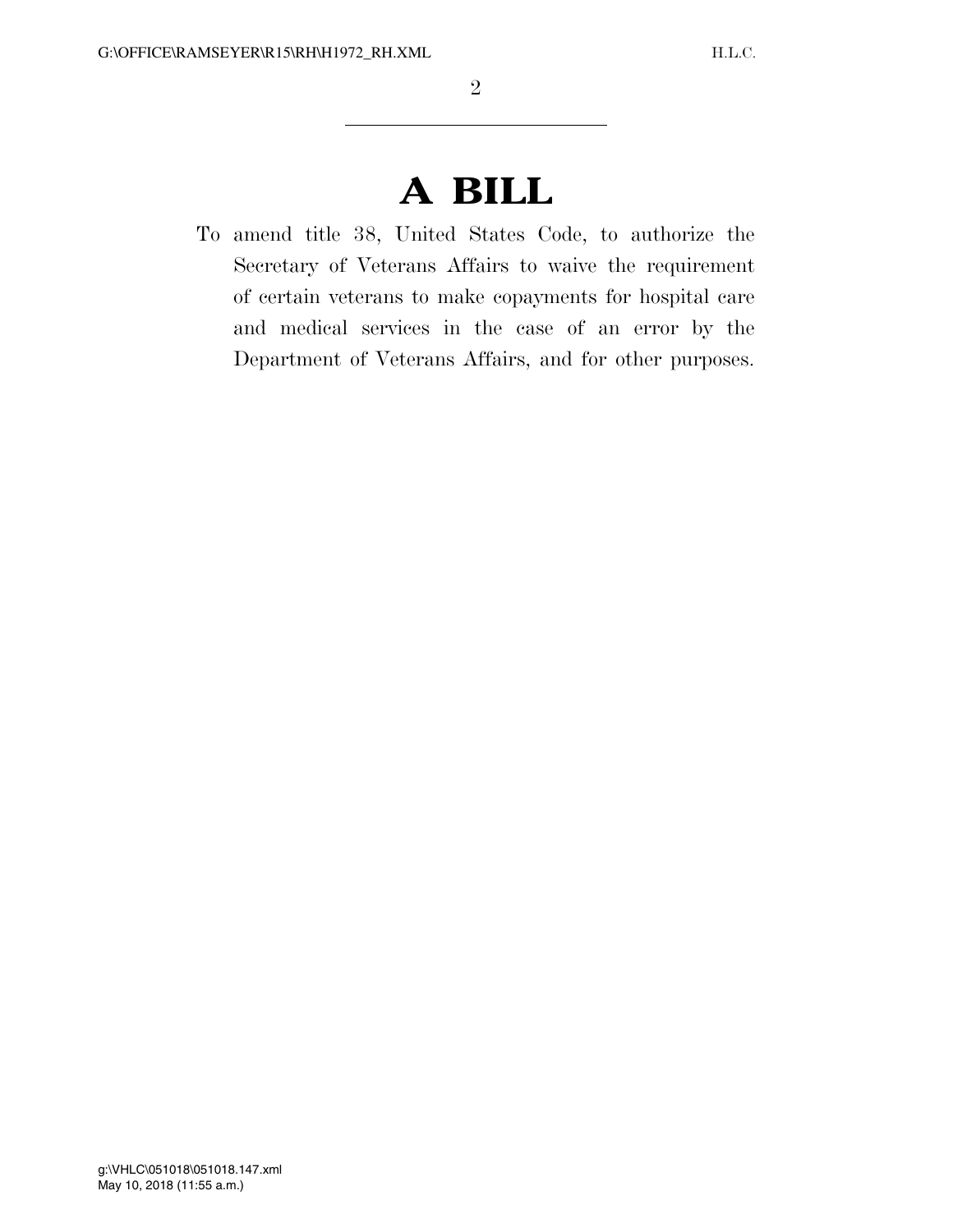# A BILL

To amend title 38, United States Code, to authorize the Secretary of Veterans Affairs to waive the requirement of certain veterans to make copayments for hospital care and medical services in the case of an error by the Department of Veterans Affairs, and for other purposes.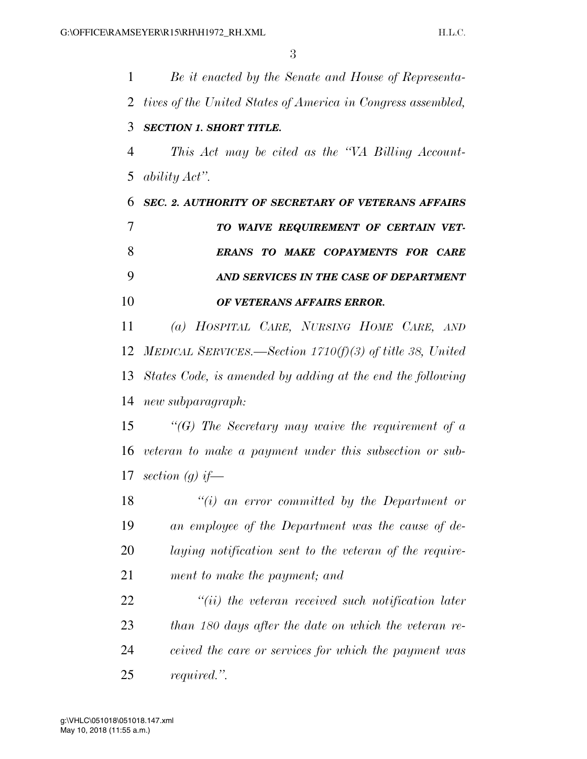*Be it enacted by the Senate and House of Representatives of the United States of America in Congress assembled,*

***SECTION 1. SHORT TITLE.***

*This Act may be cited as the "VA Billing Accountability Act".*

***SEC. 2. AUTHORITY OF SECRETARY OF VETERANS AFFAIRS TO WAIVE REQUIREMENT OF CERTAIN VETERANS TO MAKE COPAYMENTS FOR CARE AND SERVICES IN THE CASE OF DEPARTMENT OF VETERANS AFFAIRS ERROR.***

*(a) HOSPITAL CARE, NURSING HOME CARE, AND MEDICAL SERVICES.—Section 1710(f)(3) of title 38, United States Code, is amended by adding at the end the following new subparagraph:*

*"(G) The Secretary may waive the requirement of a veteran to make a payment under this subsection or subsection (g) if—*

*"(i) an error committed by the Department or an employee of the Department was the cause of delaying notification sent to the veteran of the requirement to make the payment; and*

*"(ii) the veteran received such notification later than 180 days after the date on which the veteran received the care or services for which the payment was required.".*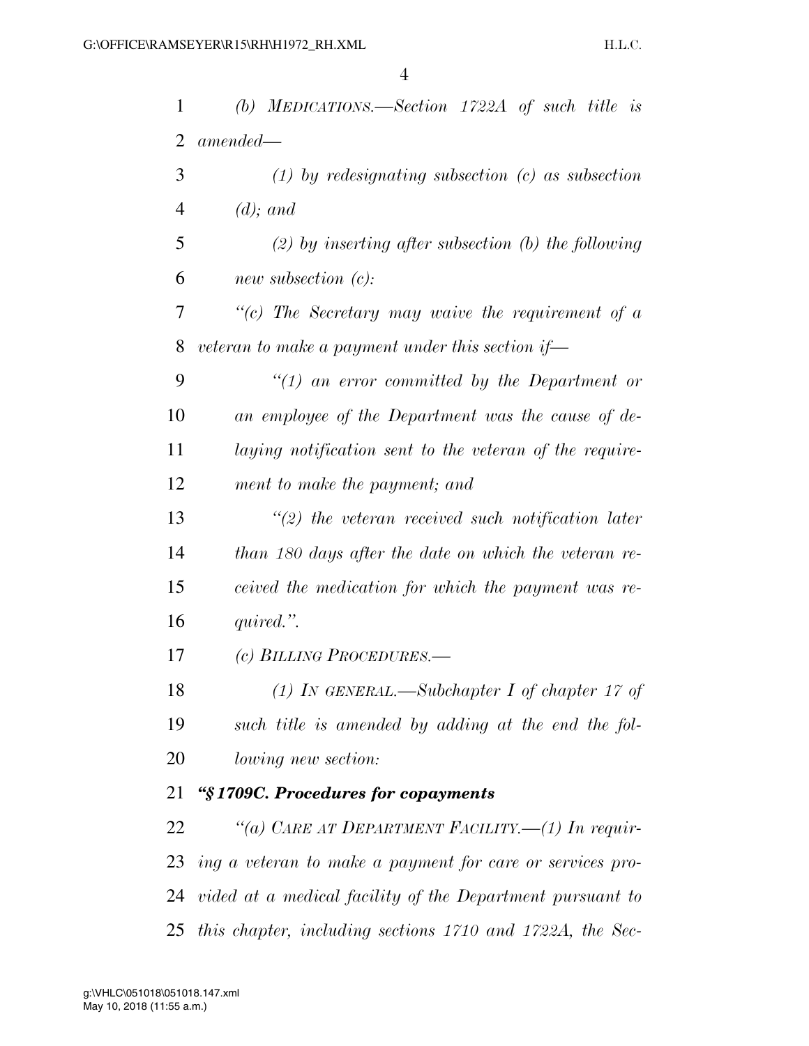*(b) MEDICATIONS.—Section 1722A of such title is amended—*

*(1) by redesignating subsection (c) as subsection (d); and*

*(2) by inserting after subsection (b) the following new subsection (c):*

*"(c) The Secretary may waive the requirement of a veteran to make a payment under this section if—*

*"(1) an error committed by the Department or an employee of the Department was the cause of delaying notification sent to the veteran of the requirement to make the payment; and*

*"(2) the veteran received such notification later than 180 days after the date on which the veteran received the medication for which the payment was required.".*

*(c) BILLING PROCEDURES.—*

*(1) IN GENERAL.—Subchapter I of chapter 17 of such title is amended by adding at the end the following new section:*

***"§1709C. Procedures for copayments***

*"(a) CARE AT DEPARTMENT FACILITY.—(1) In requiring a veteran to make a payment for care or services provided at a medical facility of the Department pursuant to this chapter, including sections 1710 and 1722A, the Sec-*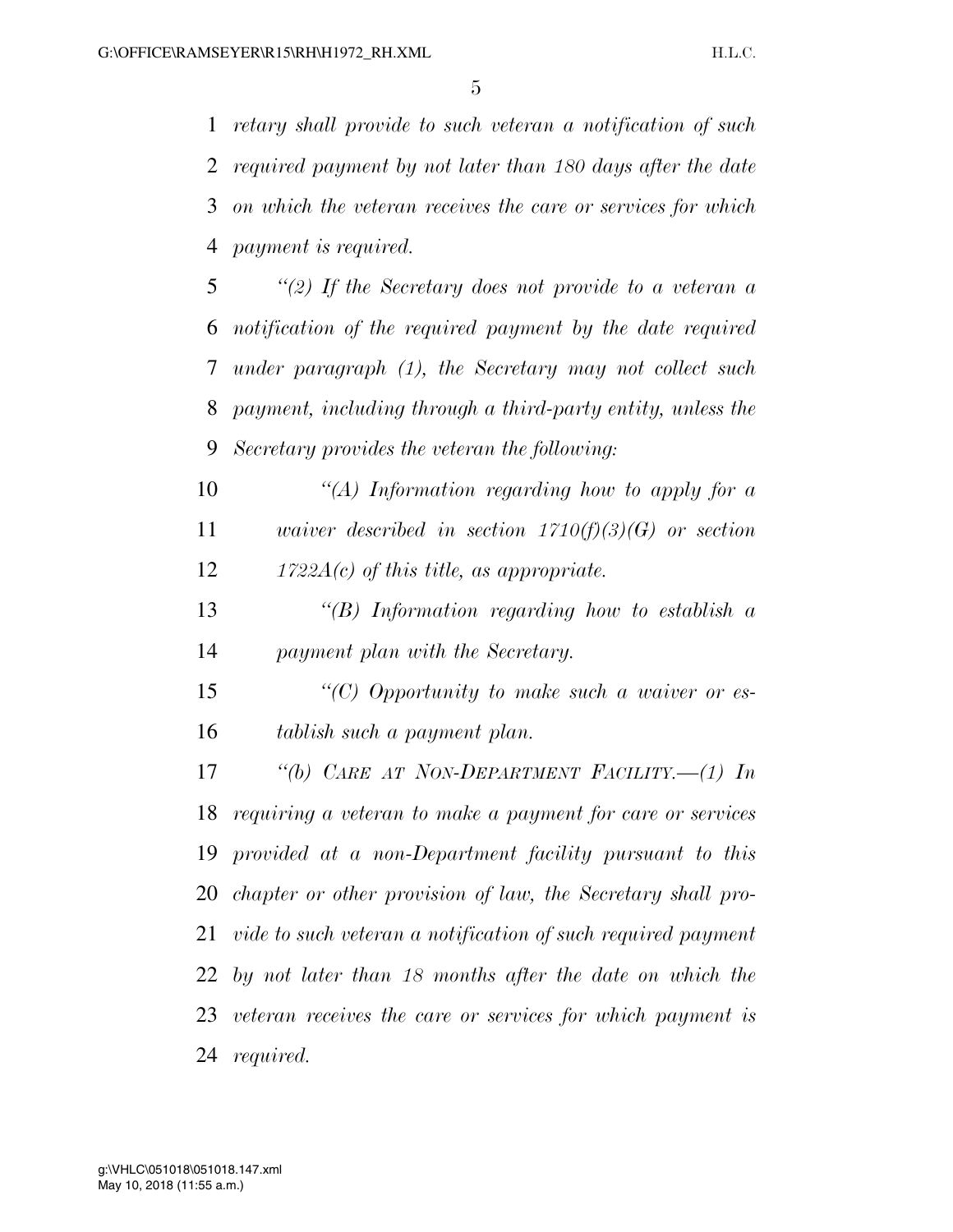*retary shall provide to such veteran a notification of such required payment by not later than 180 days after the date on which the veteran receives the care or services for which payment is required.*

*"(2) If the Secretary does not provide to a veteran a notification of the required payment by the date required under paragraph (1), the Secretary may not collect such payment, including through a third-party entity, unless the Secretary provides the veteran the following:*

*"(A) Information regarding how to apply for a waiver described in section 1710(f)(3)(G) or section 1722A(c) of this title, as appropriate.*

*"(B) Information regarding how to establish a payment plan with the Secretary.*

*"(C) Opportunity to make such a waiver or establish such a payment plan.*

*"(b) CARE AT NON-DEPARTMENT FACILITY.—(1) In requiring a veteran to make a payment for care or services provided at a non-Department facility pursuant to this chapter or other provision of law, the Secretary shall provide to such veteran a notification of such required payment by not later than 18 months after the date on which the veteran receives the care or services for which payment is required.*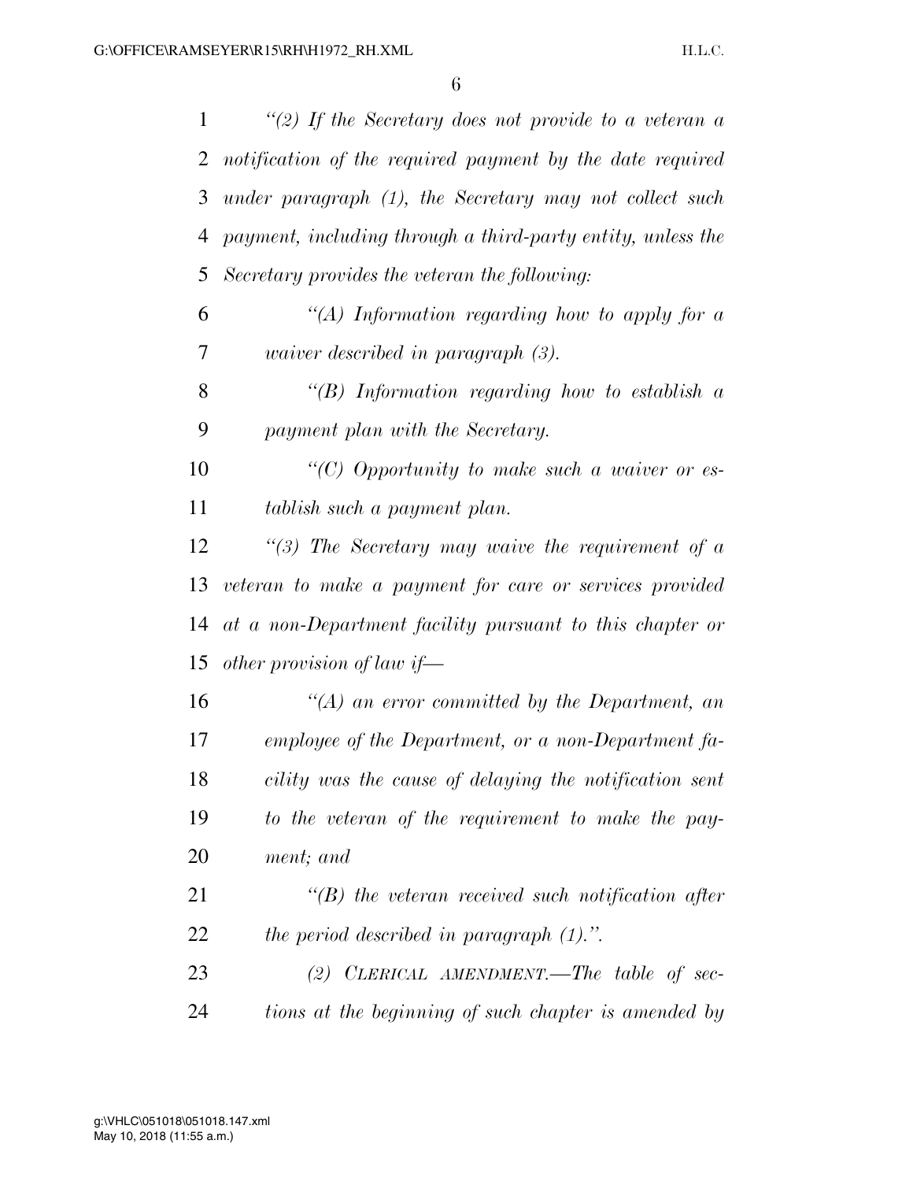*"(2) If the Secretary does not provide to a veteran a notification of the required payment by the date required under paragraph (1), the Secretary may not collect such payment, including through a third-party entity, unless the Secretary provides the veteran the following:*

*"(A) Information regarding how to apply for a waiver described in paragraph (3).*

*"(B) Information regarding how to establish a payment plan with the Secretary.*

*"(C) Opportunity to make such a waiver or establish such a payment plan.*

*"(3) The Secretary may waive the requirement of a veteran to make a payment for care or services provided at a non-Department facility pursuant to this chapter or other provision of law if—*

*"(A) an error committed by the Department, an employee of the Department, or a non-Department facility was the cause of delaying the notification sent to the veteran of the requirement to make the payment; and*

*"(B) the veteran received such notification after the period described in paragraph (1).".*

*(2) CLERICAL AMENDMENT.—The table of sections at the beginning of such chapter is amended by*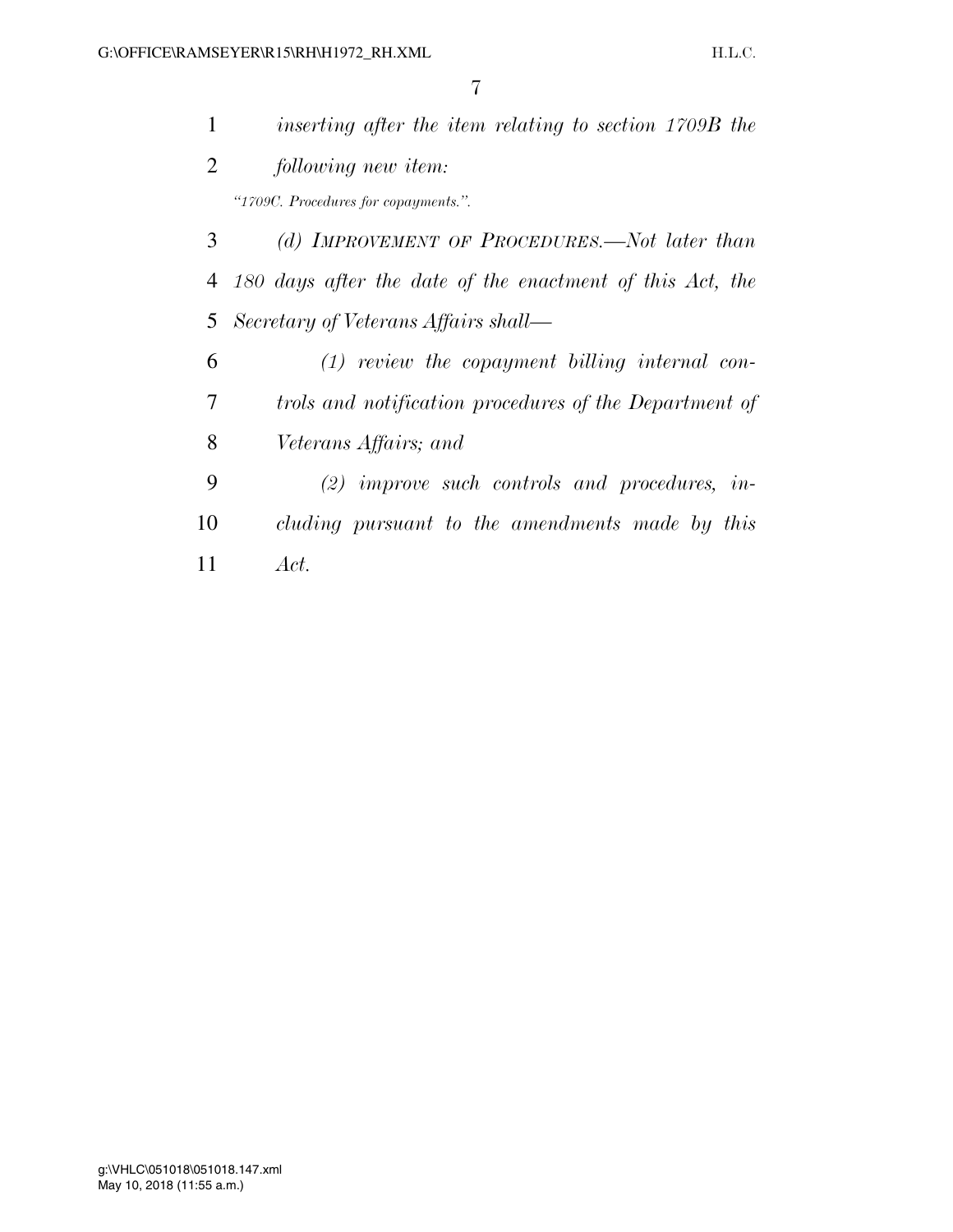*inserting after the item relating to section 1709B the following new item:*

*"1709C. Procedures for copayments.".*

*(d) IMPROVEMENT OF PROCEDURES.—Not later than 180 days after the date of the enactment of this Act, the Secretary of Veterans Affairs shall—*

*(1) review the copayment billing internal controls and notification procedures of the Department of Veterans Affairs; and*

*(2) improve such controls and procedures, including pursuant to the amendments made by this Act.*